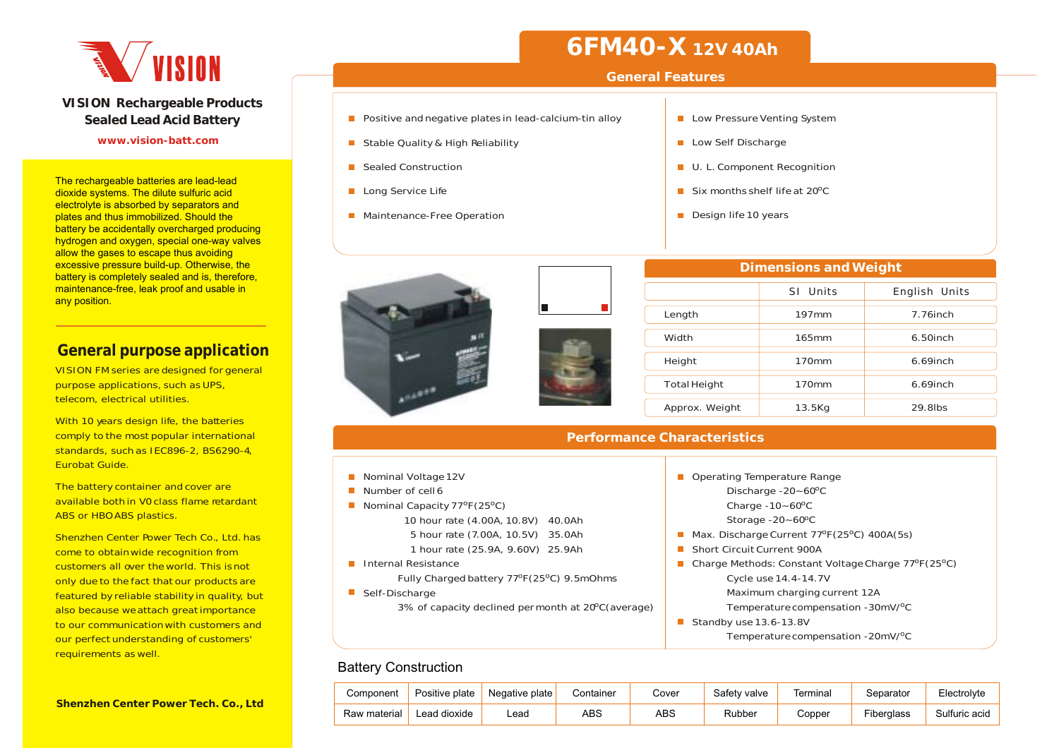VISION

**VISION Rechargeable Products**
**Sealed Lead Acid Battery**

www.vision-batt.com

The rechargeable batteries are lead-lead dioxide systems. The dilute sulfuric acid electrolyte is absorbed by separators and plates and thus immobilized. Should the battery be accidentally overcharged producing hydrogen and oxygen, special one-way valves allow the gases to escape thus avoiding excessive pressure build-up. Otherwise, the battery is completely sealed and is, therefore, maintenance-free, leak proof and usable in any position.

## General purpose application

VISION FM series are designed for general purpose applications, such as UPS, telecom, electrical utilities.

With 10 years design life, the batteries comply to the most popular international standards, such as IEC896-2, BS6290-4, Eurobat Guide.

The battery container and cover are available both in V0 class flame retardant ABS or HB ABS plastics.

Shenzhen Center Power Tech Co., Ltd. has come to obtain wide recognition from customers all over the world. This is not only due to the fact that our products are featured by reliable stability in quality, but also because we attach great importance to our communication with customers and our perfect understanding of customers' requirements as well.

**Shenzhen Center Power Tech. Co., Ltd**

# 6FM40-X 12V 40Ah

## General Features

- Positive and negative plates in lead-calcium-tin alloy
- Stable Quality & High Reliability
- Sealed Construction
- Long Service Life
- Maintenance-Free Operation
- Low Pressure Venting System
- Low Self Discharge
- U. L. Component Recognition
- Six months shelf life at 20°C
- Design life 10 years

## Dimensions and Weight

| | SI Units | English Units |
|---|---|---|
| Length | 197mm | 7.76inch |
| Width | 165mm | 6.50inch |
| Height | 170mm | 6.69inch |
| Total Height | 170mm | 6.69inch |
| Approx. Weight | 13.5Kg | 29.8lbs |

## Performance Characteristics

- Nominal Voltage 12V
- Number of cell 6
- Nominal Capacity 77°F(25°C)
  - 10 hour rate (4.00A, 10.8V) 40.0Ah
  - 5 hour rate (7.00A, 10.5V) 35.0Ah
  - 1 hour rate (25.9A, 9.60V) 25.9Ah
- Internal Resistance
  - Fully Charged battery 77°F(25°C) 9.5mOhms
- Self-Discharge
  - 3% of capacity declined per month at 20°C(average)
- Operating Temperature Range
  - Discharge -20~60°C
  - Charge -10~60°C
  - Storage -20~60°C
- Max. Discharge Current 77°F(25°C) 400A(5s)
- Short Circuit Current 900A
- Charge Methods: Constant Voltage Charge 77°F(25°C)
  - Cycle use 14.4-14.7V
  - Maximum charging current 12A
  - Temperature compensation -30mV/°C
- Standby use 13.6-13.8V
  - Temperature compensation -20mV/°C

## Battery Construction

| Component | Positive plate | Negative plate | Container | Cover | Safety valve | Terminal | Separator | Electrolyte |
|---|---|---|---|---|---|---|---|---|
| Raw material | Lead dioxide | Lead | ABS | ABS | Rubber | Copper | Fiberglass | Sulfuric acid |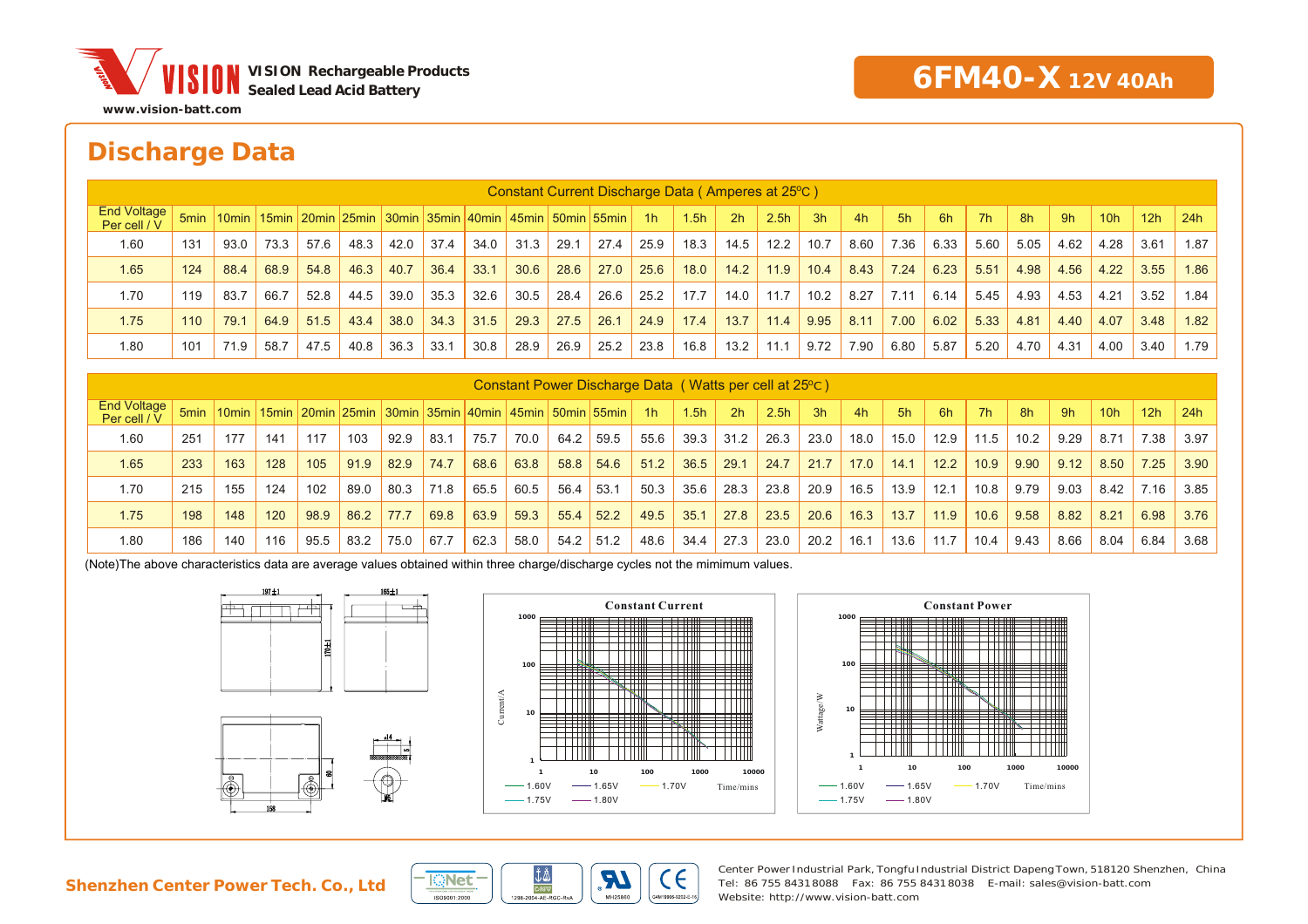VISION Rechargeable Products
Sealed Lead Acid Battery

www.vision-batt.com

# 6FM40-X 12V 40Ah

## Discharge Data

| Constant Current Discharge Data ( Amperes at 25ºC ) | | | | | | | | | | | | | | | | | | | | | | | | |
|---|---|---|---|---|---|---|---|---|---|---|---|---|---|---|---|---|---|---|---|---|---|---|---|---|
| End Voltage Per cell / V | 5min | 10min | 15min | 20min | 25min | 30min | 35min | 40min | 45min | 50min | 55min | 1h | 1.5h | 2h | 2.5h | 3h | 4h | 5h | 6h | 7h | 8h | 9h | 10h | 12h | 24h |
| 1.60 | 131 | 93.0 | 73.3 | 57.6 | 48.3 | 42.0 | 37.4 | 34.0 | 31.3 | 29.1 | 27.4 | 25.9 | 18.3 | 14.5 | 12.2 | 10.7 | 8.60 | 7.36 | 6.33 | 5.60 | 5.05 | 4.62 | 4.28 | 3.61 | 1.87 |
| 1.65 | 124 | 88.4 | 68.9 | 54.8 | 46.3 | 40.7 | 36.4 | 33.1 | 30.6 | 28.6 | 27.0 | 25.6 | 18.0 | 14.2 | 11.9 | 10.4 | 8.43 | 7.24 | 6.23 | 5.51 | 4.98 | 4.56 | 4.22 | 3.55 | 1.86 |
| 1.70 | 119 | 83.7 | 66.7 | 52.8 | 44.5 | 39.0 | 35.3 | 32.6 | 30.5 | 28.4 | 26.6 | 25.2 | 17.7 | 14.0 | 11.7 | 10.2 | 8.27 | 7.11 | 6.14 | 5.45 | 4.93 | 4.53 | 4.21 | 3.52 | 1.84 |
| 1.75 | 110 | 79.1 | 64.9 | 51.5 | 43.4 | 38.0 | 34.3 | 31.5 | 29.3 | 27.5 | 26.1 | 24.9 | 17.4 | 13.7 | 11.4 | 9.95 | 8.11 | 7.00 | 6.02 | 5.33 | 4.81 | 4.40 | 4.07 | 3.48 | 1.82 |
| 1.80 | 101 | 71.9 | 58.7 | 47.5 | 40.8 | 36.3 | 33.1 | 30.8 | 28.9 | 26.9 | 25.2 | 23.8 | 16.8 | 13.2 | 11.1 | 9.72 | 7.90 | 6.80 | 5.87 | 5.20 | 4.70 | 4.31 | 4.00 | 3.40 | 1.79 |

| Constant Power Discharge Data ( Watts per cell at 25ºC ) | | | | | | | | | | | | | | | | | | | | | | | | |
|---|---|---|---|---|---|---|---|---|---|---|---|---|---|---|---|---|---|---|---|---|---|---|---|---|
| End Voltage Per cell / V | 5min | 10min | 15min | 20min | 25min | 30min | 35min | 40min | 45min | 50min | 55min | 1h | 1.5h | 2h | 2.5h | 3h | 4h | 5h | 6h | 7h | 8h | 9h | 10h | 12h | 24h |
| 1.60 | 251 | 177 | 141 | 117 | 103 | 92.9 | 83.1 | 75.7 | 70.0 | 64.2 | 59.5 | 55.6 | 39.3 | 31.2 | 26.3 | 23.0 | 18.0 | 15.0 | 12.9 | 11.5 | 10.2 | 9.29 | 8.71 | 7.38 | 3.97 |
| 1.65 | 233 | 163 | 128 | 105 | 91.9 | 82.9 | 74.7 | 68.6 | 63.8 | 58.8 | 54.6 | 51.2 | 36.5 | 29.1 | 24.7 | 21.7 | 17.0 | 14.1 | 12.2 | 10.9 | 9.90 | 9.12 | 8.50 | 7.25 | 3.90 |
| 1.70 | 215 | 155 | 124 | 102 | 89.0 | 80.3 | 71.8 | 65.5 | 60.5 | 56.4 | 53.1 | 50.3 | 35.6 | 28.3 | 23.8 | 20.9 | 16.5 | 13.9 | 12.1 | 10.8 | 9.79 | 9.03 | 8.42 | 7.16 | 3.85 |
| 1.75 | 198 | 148 | 120 | 98.9 | 86.2 | 77.7 | 69.8 | 63.9 | 59.3 | 55.4 | 52.2 | 49.5 | 35.1 | 27.8 | 23.5 | 20.6 | 16.3 | 13.7 | 11.9 | 10.6 | 9.58 | 8.82 | 8.21 | 6.98 | 3.76 |
| 1.80 | 186 | 140 | 116 | 95.5 | 83.2 | 75.0 | 67.7 | 62.3 | 58.0 | 54.2 | 51.2 | 48.6 | 34.4 | 27.3 | 23.0 | 20.2 | 16.1 | 13.6 | 11.7 | 10.4 | 9.43 | 8.66 | 8.04 | 6.84 | 3.68 |

(Note)The above characteristics data are average values obtained within three charge/discharge cycles not the mimimum values.

197±1 | 165±1 | 170±1 | 168 | 60 | ø14 | 5 | M6

**Constant Current**

Current/A — Time/mins

1.60V, 1.65V, 1.70V, 1.75V, 1.80V

**Constant Power**

Wattage/W — Time/mins

1.60V, 1.65V, 1.70V, 1.75V, 1.80V

**Shenzhen Center Power Tech. Co., Ltd**

Center Power Industrial Park, Tongfu Industrial District Dapeng Town, 518120 Shenzhen, China
Tel: 86 755 8431 8088 Fax: 86 755 8431 8038 E-mail: sales@vision-batt.com
Website: http://www.vision-batt.com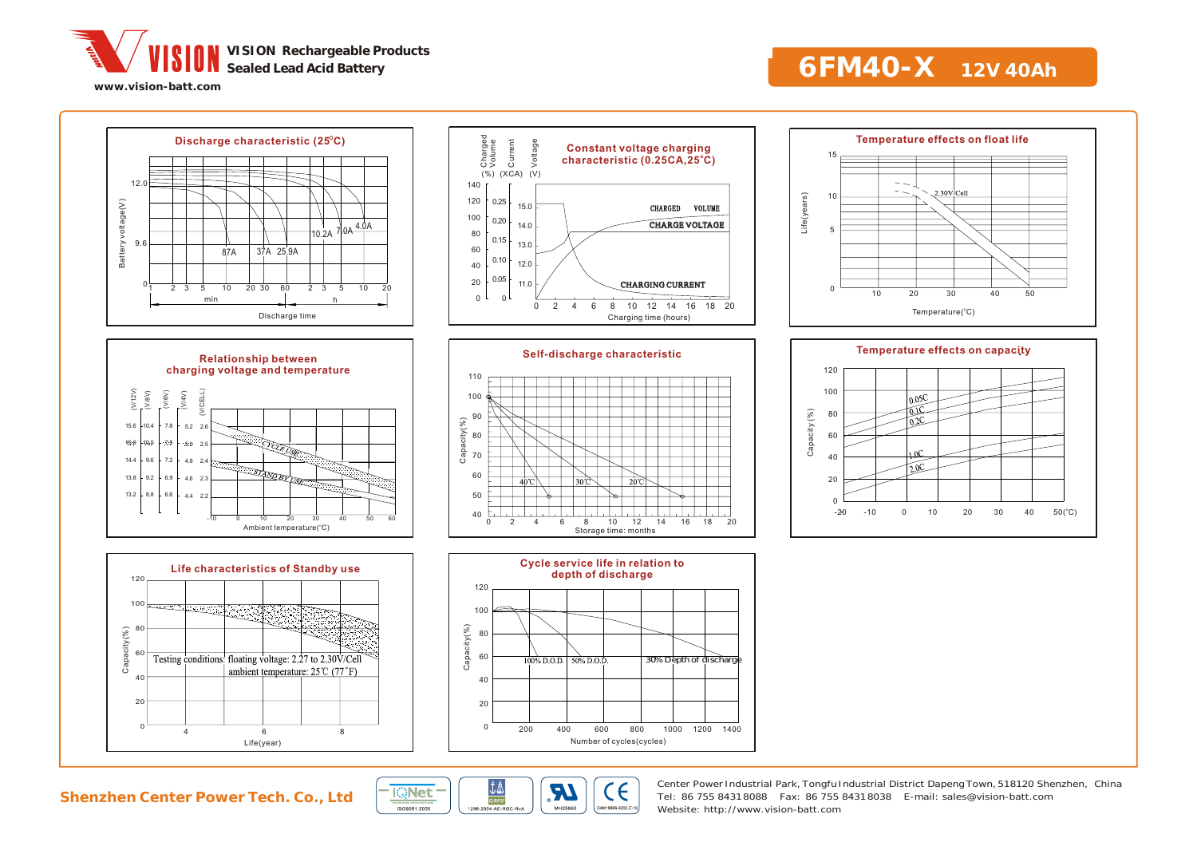VISION Rechargeable Products
Sealed Lead Acid Battery

www.vision-batt.com

# 6FM40-X 12V 40Ah

## Discharge characteristic (25°C)

Battery voltage(V)
12.0
9.6
0
87A 37A 25.9A 10.2A 7.0A 4.0A
1 2 3 5 10 20 30 60 2 3 5 10 20
min h
Discharge time

## Constant voltage charging characteristic (0.25CA,25°C)

Charged Volume (%) Current (XCA) Voltage (V)
140 120 100 80 60 40 20 0
0.25 0.20 0.15 0.10 0.05 0
15.0 14.0 13.0 12.0 11.0
CHARGED VOLUME
CHARGE VOLTAGE
CHARGING CURRENT
0 2 4 6 8 10 12 14 16 18 20
Charging time (hours)

## Temperature effects on float life

Life(years)
15 10 5 0
2.30V/Cell
10 20 30 40 50
Temperature(°C)

## Relationship between charging voltage and temperature

(V/12V) (V/8V) (V/6V) (V/4V) (V/CELL)
15.6 10.4 7.8 5.2 2.6
15.0 10.0 7.5 5.0 2.5
14.4 9.6 7.2 4.8 2.4
13.8 9.2 6.9 4.6 2.3
13.2 8.8 6.6 4.4 2.2
CYCLE USE
STAND BY USE
-10 0 10 20 30 40 50 60
Ambient temperature(°C)

## Self-discharge characteristic

Capacity(%)
110 100 90 80 70 60 50 40
40°C 30°C 20°C
0 2 4 6 8 10 12 14 16 18 20
Storage time: months

## Temperature effects on capacity

Capacity(%)
120 100 80 60 40 20 0
0.05C 0.1C 0.2C 1.0C 2.0C
-20 -10 0 10 20 30 40 50(°C)

## Life characteristics of Standby use

Capacity(%)
120 100 80 60 40 20 0
Testing conditions: floating voltage: 2.27 to 2.30V/Cell
ambient temperature: 25°C (77°F)
4 6 8
Life(year)

## Cycle service life in relation to depth of discharge

Capacity(%)
120 100 80 60 40 20 0
100% D.O.D. 50% D.O.D. 30% Depth of discharge
200 400 600 800 1000 1200 1400
Number of cycles(cycles)

**Shenzhen Center Power Tech. Co., Ltd**

ISO9001:2000 MH25860

Center Power Industrial Park, Tongfu Industrial District Dapeng Town, 518120 Shenzhen, China
Tel: 86 755 8431 8088 Fax: 86 755 8431 8038 E-mail: sales@vision-batt.com
Website: http://www.vision-batt.com